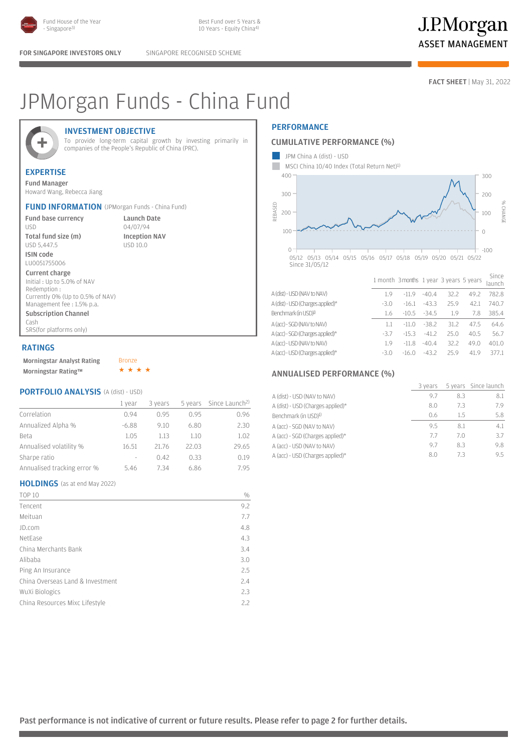Fund House of the Year - Singapore[3]

Best Fund over 5 Years & 10 Years - Equity China[4]

J.P.Morgan ASSET MANAGEMENT

**FOR SINGAPORE INVESTORS ONLY** SINGAPORE RECOGNISED SCHEME

**FACT SHEET** | May 31, 2022

# JPMorgan Funds - China Fund

## INVESTMENT OBJECTIVE

To provide long-term capital growth by investing primarily in companies of the People's Republic of China (PRC).

## EXPERTISE

**Fund Manager**
Howard Wang, Rebecca Jiang

## FUND INFORMATION (JPMorgan Funds - China Fund)

**Fund base currency**
USD

**Total fund size (m)**
USD 5,447.5

**ISIN code**
LU0051755006

**Current charge**
Initial : Up to 5.0% of NAV
Redemption :
Currently 0% (Up to 0.5% of NAV)
Management fee : 1.5% p.a.

**Subscription Channel**
Cash
SRS(for platforms only)

**Launch Date**
04/07/94

**Inception NAV**
USD 10.0

## RATINGS

| | |
|---|---|
| **Morningstar Analyst Rating** | Bronze |
| **Morningstar Rating™** | ★★★★ |

## PORTFOLIO ANALYSIS (A (dist) - USD)

| | 1 year | 3 years | 5 years | Since Launch[2] |
|---|---|---|---|---|
| Correlation | 0.94 | 0.95 | 0.95 | 0.96 |
| Annualized Alpha % | -6.88 | 9.10 | 6.80 | 2.30 |
| Beta | 1.05 | 1.13 | 1.10 | 1.02 |
| Annualised volatility % | 16.51 | 21.76 | 22.03 | 29.65 |
| Sharpe ratio | - | 0.42 | 0.33 | 0.19 |
| Annualised tracking error % | 5.46 | 7.34 | 6.86 | 7.95 |

## HOLDINGS (as at end May 2022)

| TOP 10 | % |
|---|---|
| Tencent | 9.2 |
| Meituan | 7.7 |
| JD.com | 4.8 |
| NetEase | 4.3 |
| China Merchants Bank | 3.4 |
| Alibaba | 3.0 |
| Ping An Insurance | 2.5 |
| China Overseas Land & Investment | 2.4 |
| WuXi Biologics | 2.3 |
| China Resources Mixc Lifestyle | 2.2 |

## PERFORMANCE

### CUMULATIVE PERFORMANCE (%)

JPM China A (dist) - USD
MSCI China 10/40 Index (Total Return Net)[1]

Since 31/05/12

| | 1 month | 3 months | 1 year | 3 years | 5 years | Since launch |
|---|---|---|---|---|---|---|
| A (dist) - USD (NAV to NAV) | 1.9 | -11.9 | -40.4 | 32.2 | 49.2 | 782.8 |
| A (dist) - USD (Charges applied)* | -3.0 | -16.1 | -43.3 | 25.9 | 42.1 | 740.7 |
| Benchmark (in USD)[1] | 1.6 | -10.5 | -34.5 | 1.9 | 7.8 | 385.4 |
| A (acc) - SGD (NAV to NAV) | 1.1 | -11.0 | -38.2 | 31.2 | 47.5 | 64.6 |
| A (acc) - SGD (Charges applied)* | -3.7 | -15.3 | -41.2 | 25.0 | 40.5 | 56.7 |
| A (acc) - USD (NAV to NAV) | 1.9 | -11.8 | -40.4 | 32.2 | 49.0 | 401.0 |
| A (acc) - USD (Charges applied)* | -3.0 | -16.0 | -43.2 | 25.9 | 41.9 | 377.1 |

### ANNUALISED PERFORMANCE (%)

| | 3 years | 5 years | Since launch |
|---|---|---|---|
| A (dist) - USD (NAV to NAV) | 9.7 | 8.3 | 8.1 |
| A (dist) - USD (Charges applied)* | 8.0 | 7.3 | 7.9 |
| Benchmark (in USD)[1] | 0.6 | 1.5 | 5.8 |
| A (acc) - SGD (NAV to NAV) | 9.5 | 8.1 | 4.1 |
| A (acc) - SGD (Charges applied)* | 7.7 | 7.0 | 3.7 |
| A (acc) - USD (NAV to NAV) | 9.7 | 8.3 | 9.8 |
| A (acc) - USD (Charges applied)* | 8.0 | 7.3 | 9.5 |

**Past performance is not indicative of current or future results. Please refer to page 2 for further details.**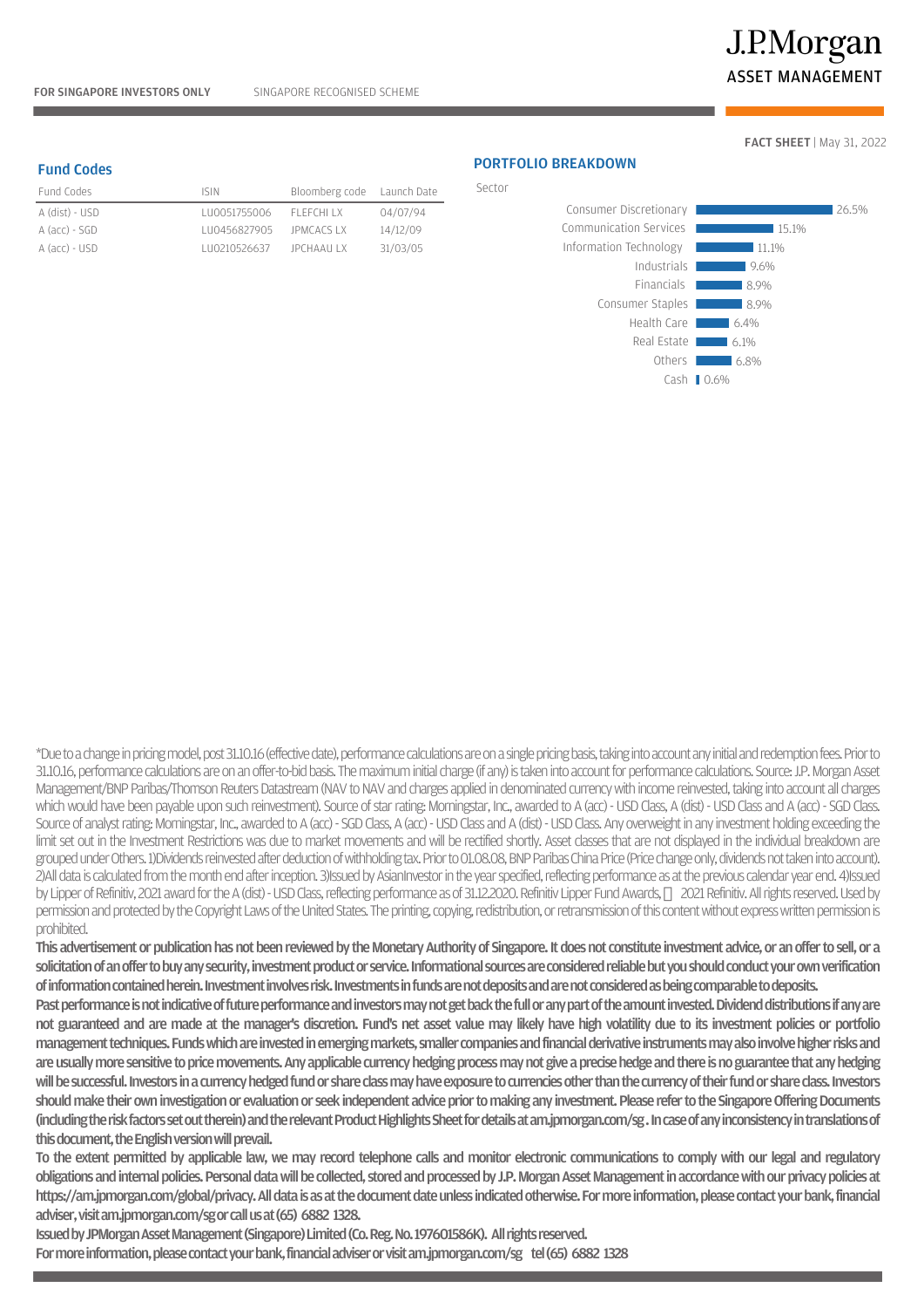FOR SINGAPORE INVESTORS ONLY    SINGAPORE RECOGNISED SCHEME

**FACT SHEET** | May 31, 2022

## Fund Codes

| Fund Codes | ISIN | Bloomberg code | Launch Date |
|---|---|---|---|
| A (dist) - USD | LU0051755006 | FLEFCHI LX | 04/07/94 |
| A (acc) - SGD | LU0456827905 | JPMCACS LX | 14/12/09 |
| A (acc) - USD | LU0210526637 | JPCHAAU LX | 31/03/05 |

## PORTFOLIO BREAKDOWN

Sector

Consumer Discretionary 26.5%
Communication Services 15.1%
Information Technology 11.1%
Industrials 9.6%
Financials 8.9%
Consumer Staples 8.9%
Health Care 6.4%
Real Estate 6.1%
Others 6.8%
Cash 0.6%

*Due to a change in pricing model, post 31.10.16 (effective date), performance calculations are on a single pricing basis, taking into account any initial and redemption fees. Prior to 31.10.16, performance calculations are on an offer-to-bid basis. The maximum initial charge (if any) is taken into account for performance calculations. Source: J.P. Morgan Asset Management/BNP Paribas/Thomson Reuters Datastream (NAV to NAV and charges applied in denominated currency with income reinvested, taking into account all charges which would have been payable upon such reinvestment). Source of star rating: Morningstar, Inc., awarded to A (acc) - USD Class, A (dist) - USD Class and A (acc) - SGD Class. Source of analyst rating: Morningstar, Inc., awarded to A (acc) - SGD Class, A (acc) - USD Class and A (dist) - USD Class. Any overweight in any investment holding exceeding the limit set out in the Investment Restrictions was due to market movements and will be rectified shortly. Asset classes that are not displayed in the individual breakdown are grouped under Others. 1)Dividends reinvested after deduction of withholding tax. Prior to 01.08.08, BNP Paribas China Price (Price change only, dividends not taken into account). 2)All data is calculated from the month end after inception. 3)Issued by AsianInvestor in the year specified, reflecting performance as at the previous calendar year end. 4)Issued by Lipper of Refinitiv, 2021 award for the A (dist) - USD Class, reflecting performance as of 31.12.2020. Refinitiv Lipper Fund Awards, 2021 Refinitiv. All rights reserved. Used by permission and protected by the Copyright Laws of the United States. The printing, copying, redistribution, or retransmission of this content without express written permission is prohibited.

**This advertisement or publication has not been reviewed by the Monetary Authority of Singapore. It does not constitute investment advice, or an offer to sell, or a solicitation of an offer to buy any security, investment product or service. Informational sources are considered reliable but you should conduct your own verification of information contained herein. Investment involves risk. Investments in funds are not deposits and are not considered as being comparable to deposits.**

**Past performance is not indicative of future performance and investors may not get back the full or any part of the amount invested. Dividend distributions if any are not guaranteed and are made at the manager's discretion. Fund's net asset value may likely have high volatility due to its investment policies or portfolio management techniques. Funds which are invested in emerging markets, smaller companies and financial derivative instruments may also involve higher risks and are usually more sensitive to price movements. Any applicable currency hedging process may not give a precise hedge and there is no guarantee that any hedging will be successful. Investors in a currency hedged fund or share class may have exposure to currencies other than the currency of their fund or share class. Investors should make their own investigation or evaluation or seek independent advice prior to making any investment. Please refer to the Singapore Offering Documents (including the risk factors set out therein) and the relevant Product Highlights Sheet for details at am.jpmorgan.com/sg . In case of any inconsistency in translations of this document, the English version will prevail.**

**To the extent permitted by applicable law, we may record telephone calls and monitor electronic communications to comply with our legal and regulatory obligations and internal policies. Personal data will be collected, stored and processed by J.P. Morgan Asset Management in accordance with our privacy policies at https://am.jpmorgan.com/global/privacy. All data is as at the document date unless indicated otherwise. For more information, please contact your bank, financial adviser, visit am.jpmorgan.com/sg or call us at (65) 6882 1328.**

**Issued by JPMorgan Asset Management (Singapore) Limited (Co. Reg. No. 197601586K). All rights reserved.**

**For more information, please contact your bank, financial adviser or visit am.jpmorgan.com/sg tel (65) 6882 1328**